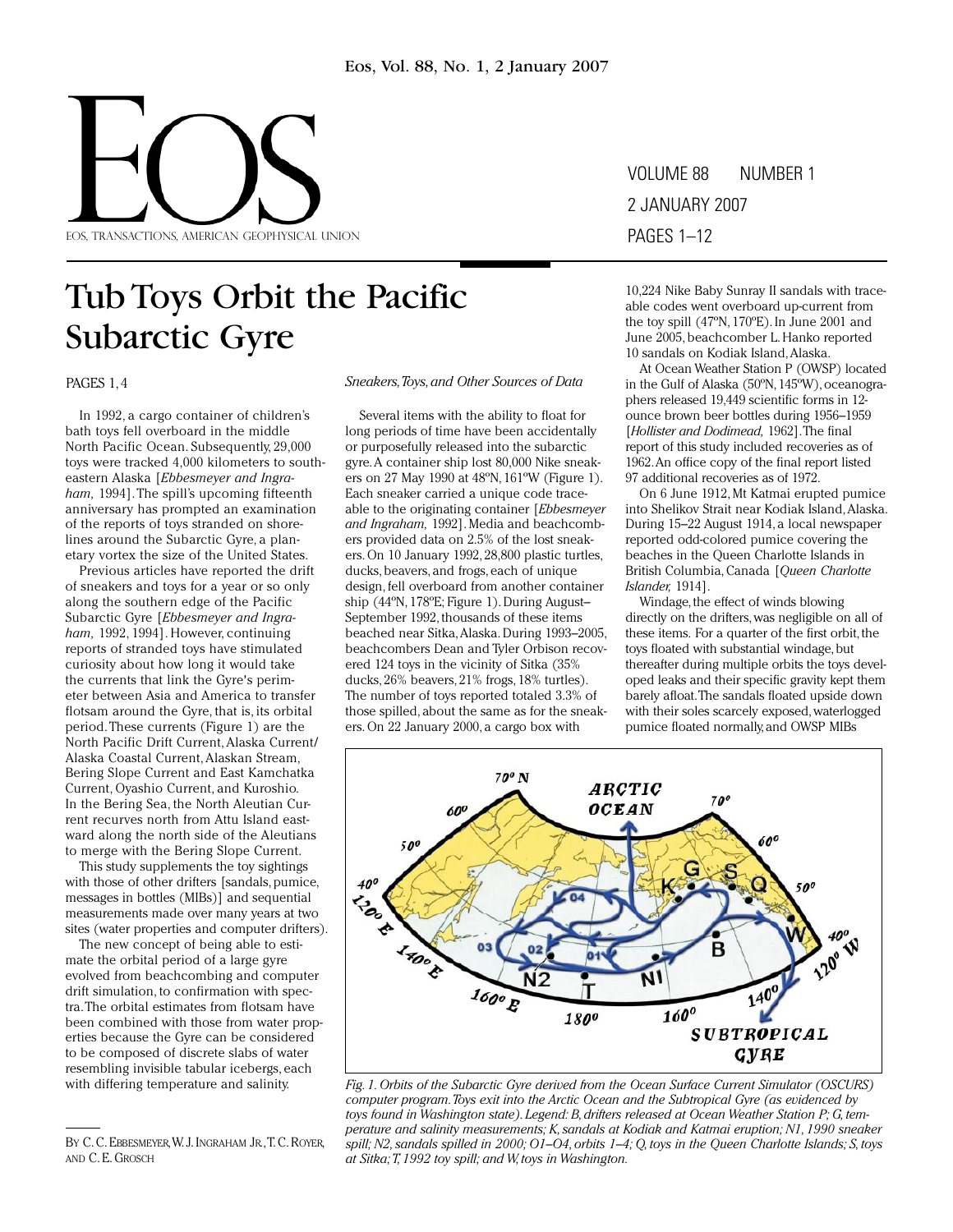# Tub Toys Orbit the Pacific Subarctic Gyre

PAGES 1, 4

In 1992, a cargo container of children's bath toys fell overboard in the middle North Pacific Ocean. Subsequently, 29,000 toys were tracked 4,000 kilometers to southeastern Alaska [*Ebbesmeyer and Ingraham,* 1994]. The spill's upcoming fifteenth anniversary has prompted an examination of the reports of toys stranded on shorelines around the Subarctic Gyre, a planetary vortex the size of the United States.

Previous articles have reported the drift of sneakers and toys for a year or so only along the southern edge of the Pacific Subarctic Gyre [*Ebbesmeyer and Ingraham,* 1992, 1994]. However, continuing reports of stranded toys have stimulated curiosity about how long it would take the currents that link the Gyre's perimeter between Asia and America to transfer flotsam around the Gyre, that is, its orbital period. These currents (Figure 1) are the North Pacific Drift Current, Alaska Current/ Alaska Coastal Current, Alaskan Stream, Bering Slope Current and East Kamchatka Current, Oyashio Current, and Kuroshio. In the Bering Sea, the North Aleutian Current recurves north from Attu Island eastward along the north side of the Aleutians to merge with the Bering Slope Current.

This study supplements the toy sightings with those of other drifters [sandals, pumice, messages in bottles (MIBs)] and sequential measurements made over many years at two sites (water properties and computer drifters).

The new concept of being able to estimate the orbital period of a large gyre evolved from beachcombing and computer drift simulation, to confirmation with spectra. The orbital estimates from flotsam have been combined with those from water properties because the Gyre can be considered to be composed of discrete slabs of water resembling invisible tabular icebergs, each with differing temperature and salinity.

BY C. C. EBBESMEYER, W. J. INGRAHAM JR., T. C. ROYER, AND C. E. GROSCH

## *Sneakers, Toys, and Other Sources of Data*

Several items with the ability to float for long periods of time have been accidentally or purposefully released into the subarctic gyre. A container ship lost 80,000 Nike sneakers on 27 May 1990 at 48ºN, 161ºW (Figure 1). Each sneaker carried a unique code traceable to the originating container [*Ebbesmeyer and Ingraham,* 1992]. Media and beachcombers provided data on 2.5% of the lost sneakers. On 10 January 1992, 28,800 plastic turtles, ducks, beavers, and frogs, each of unique design, fell overboard from another container ship (44ºN, 178ºE; Figure 1). During August–September 1992, thousands of these items beached near Sitka, Alaska. During 1993–2005, beachcombers Dean and Tyler Orbison recovered 124 toys in the vicinity of Sitka (35% ducks, 26% beavers, 21% frogs, 18% turtles). The number of toys reported totaled 3.3% of those spilled, about the same as for the sneakers. On 22 January 2000, a cargo box with 10,224 Nike Baby Sunray II sandals with traceable codes went overboard up-current from the toy spill (47ºN, 170ºE). In June 2001 and June 2005, beachcomber L. Hanko reported 10 sandals on Kodiak Island, Alaska.

At Ocean Weather Station P (OWSP) located in the Gulf of Alaska (50ºN, 145ºW), oceanographers released 19,449 scientific forms in 12-ounce brown beer bottles during 1956–1959 [*Hollister and Dodimead,* 1962]. The final report of this study included recoveries as of 1962. An office copy of the final report listed 97 additional recoveries as of 1972.

On 6 June 1912, Mt Katmai erupted pumice into Shelikov Strait near Kodiak Island, Alaska. During 15–22 August 1914, a local newspaper reported odd-colored pumice covering the beaches in the Queen Charlotte Islands in British Columbia, Canada [*Queen Charlotte Islander,* 1914].

Windage, the effect of winds blowing directly on the drifters, was negligible on all of these items. For a quarter of the first orbit, the toys floated with substantial windage, but thereafter during multiple orbits the toys developed leaks and their specific gravity kept them barely afloat. The sandals floated upside down with their soles scarcely exposed, waterlogged pumice floated normally, and OWSP MIBs

*Fig. 1. Orbits of the Subarctic Gyre derived from the Ocean Surface Current Simulator (OSCURS) computer program. Toys exit into the Arctic Ocean and the Subtropical Gyre (as evidenced by toys found in Washington state). Legend: B, drifters released at Ocean Weather Station P; G, temperature and salinity measurements; K, sandals at Kodiak and Katmai eruption; N1, 1990 sneaker spill; N2, sandals spilled in 2000; O1–O4, orbits 1–4; Q, toys in the Queen Charlotte Islands; S, toys at Sitka; T, 1992 toy spill; and W, toys in Washington.*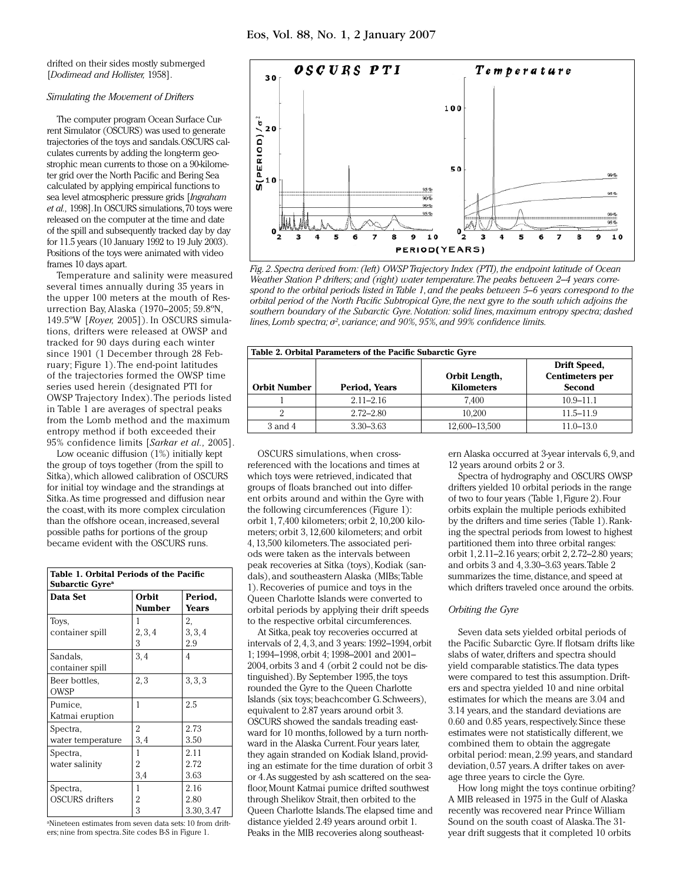drifted on their sides mostly submerged [*Dodimead and Hollister,* 1958].

### *Simulating the Movement of Drifters*

The computer program Ocean Surface Current Simulator (OSCURS) was used to generate trajectories of the toys and sandals. OSCURS calculates currents by adding the long-term geostrophic mean currents to those on a 90-kilometer grid over the North Pacific and Bering Sea calculated by applying empirical functions to sea level atmospheric pressure grids [*Ingraham et al.,* 1998]. In OSCURS simulations, 70 toys were released on the computer at the time and date of the spill and subsequently tracked day by day for 11.5 years (10 January 1992 to 19 July 2003). Positions of the toys were animated with video frames 10 days apart.

Temperature and salinity were measured several times annually during 35 years in the upper 100 meters at the mouth of Resurrection Bay, Alaska (1970–2005; 59.8ºN, 149.5ºW [*Royer,* 2005]). In OSCURS simulations, drifters were released at OWSP and tracked for 90 days during each winter since 1901 (1 December through 28 February; Figure 1). The end-point latitudes of the trajectories formed the OWSP time series used herein (designated PTI for OWSP Trajectory Index). The periods listed in Table 1 are averages of spectral peaks from the Lomb method and the maximum entropy method if both exceeded their 95% confidence limits [*Sarkar et al.,* 2005].

Low oceanic diffusion (1%) initially kept the group of toys together (from the spill to Sitka), which allowed calibration of OSCURS for initial toy windage and the strandings at Sitka. As time progressed and diffusion near the coast, with its more complex circulation than the offshore ocean, increased, several possible paths for portions of the group became evident with the OSCURS runs.

**Table 1. Orbital Periods of the Pacific Subarctic Gyre**[a]

| Data Set | Orbit Number | Period, Years |
|---|---|---|
| Toys, container spill | 1<br>2, 3, 4<br>3 | 2,<br>3, 3, 4<br>2.9 |
| Sandals, container spill | 3, 4 | 4 |
| Beer bottles, OWSP | 2, 3 | 3, 3, 3 |
| Pumice, Katmai eruption | 1 | 2.5 |
| Spectra, water temperature | 2<br>3, 4 | 2.73<br>3.50 |
| Spectra, water salinity | 1<br>2<br>3,4 | 2.11<br>2.72<br>3.63 |
| Spectra, OSCURS drifters | 1<br>2<br>3 | 2.16<br>2.80<br>3.30, 3.47 |

[a]Nineteen estimates from seven data sets: 10 from drifters; nine from spectra. Site codes B-S in Figure 1.

Fig. 2. Spectra derived from: (left) OWSP Trajectory Index (PTI), the endpoint latitude of Ocean Weather Station P drifters; and (right) water temperature. The peaks between 2–4 years correspond to the orbital periods listed in Table 1, and the peaks between 5–6 years correspond to the orbital period of the North Pacific Subtropical Gyre, the next gyre to the south which adjoins the southern boundary of the Subarctic Gyre. Notation: solid lines, maximum entropy spectra; dashed lines, Lomb spectra; $\sigma^2$, variance; and 90%, 95%, and 99% confidence limits.

**Table 2. Orbital Parameters of the Pacific Subarctic Gyre**

| Orbit Number | Period, Years | Orbit Length, Kilometers | Drift Speed, Centimeters per Second |
|---|---|---|---|
| 1 | 2.11–2.16 | 7,400 | 10.9–11.1 |
| 2 | 2.72–2.80 | 10,200 | 11.5–11.9 |
| 3 and 4 | 3.30–3.63 | 12,600–13,500 | 11.0–13.0 |

OSCURS simulations, when cross-referenced with the locations and times at which toys were retrieved, indicated that groups of floats branched out into different orbits around and within the Gyre with the following circumferences (Figure 1): orbit 1, 7,400 kilometers; orbit 2, 10,200 kilometers; orbit 3, 12,600 kilometers; and orbit 4, 13,500 kilometers. The associated periods were taken as the intervals between peak recoveries at Sitka (toys), Kodiak (sandals), and southeastern Alaska (MIBs; Table 1). Recoveries of pumice and toys in the Queen Charlotte Islands were converted to orbital periods by applying their drift speeds to the respective orbital circumferences.

At Sitka, peak toy recoveries occurred at intervals of 2, 4, 3, and 3 years: 1992–1994, orbit 1; 1994–1998, orbit 4; 1998–2001 and 2001–2004, orbits 3 and 4 (orbit 2 could not be distinguished). By September 1995, the toys rounded the Gyre to the Queen Charlotte Islands (six toys; beachcomber G. Schweers), equivalent to 2.87 years around orbit 3. OSCURS showed the sandals treading eastward for 10 months, followed by a turn northward in the Alaska Current. Four years later, they again stranded on Kodiak Island, providing an estimate for the time duration of orbit 3 or 4. As suggested by ash scattered on the seafloor, Mount Katmai pumice drifted southwest through Shelikov Strait, then orbited to the Queen Charlotte Islands. The elapsed time and distance yielded 2.49 years around orbit 1. Peaks in the MIB recoveries along southeastern Alaska occurred at 3-year intervals 6, 9, and 12 years around orbits 2 or 3.

Spectra of hydrography and OSCURS OWSP drifters yielded 10 orbital periods in the range of two to four years (Table 1, Figure 2). Four orbits explain the multiple periods exhibited by the drifters and time series (Table 1). Ranking the spectral periods from lowest to highest partitioned them into three orbital ranges: orbit 1, 2.11–2.16 years; orbit 2, 2.72–2.80 years; and orbits 3 and 4, 3.30–3.63 years. Table 2 summarizes the time, distance, and speed at which drifters traveled once around the orbits.

### *Orbiting the Gyre*

Seven data sets yielded orbital periods of the Pacific Subarctic Gyre. If flotsam drifts like slabs of water, drifters and spectra should yield comparable statistics. The data types were compared to test this assumption. Drifters and spectra yielded 10 and nine orbital estimates for which the means are 3.04 and 3.14 years, and the standard deviations are 0.60 and 0.85 years, respectively. Since these estimates were not statistically different, we combined them to obtain the aggregate orbital period: mean, 2.99 years, and standard deviation, 0.57 years. A drifter takes on average three years to circle the Gyre.

How long might the toys continue orbiting? A MIB released in 1975 in the Gulf of Alaska recently was recovered near Prince William Sound on the south coast of Alaska. The 31-year drift suggests that it completed 10 orbits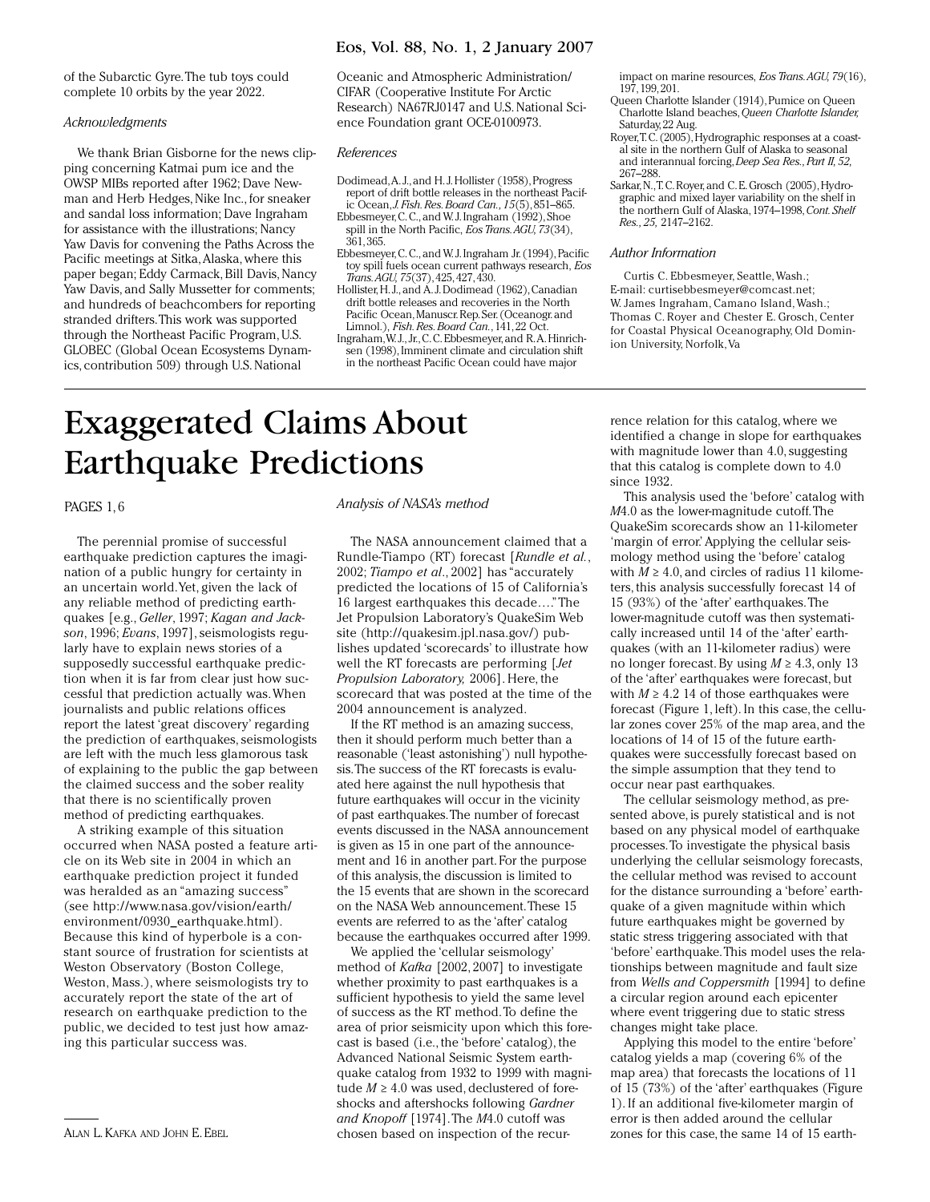of the Subarctic Gyre. The tub toys could complete 10 orbits by the year 2022.

### Acknowledgments

We thank Brian Gisborne for the news clipping concerning Katmai pum ice and the OWSP MIBs reported after 1962; Dave Newman and Herb Hedges, Nike Inc., for sneaker and sandal loss information; Dave Ingraham for assistance with the illustrations; Nancy Yaw Davis for convening the Paths Across the Pacific meetings at Sitka, Alaska, where this paper began; Eddy Carmack, Bill Davis, Nancy Yaw Davis, and Sally Mussetter for comments; and hundreds of beachcombers for reporting stranded drifters. This work was supported through the Northeast Pacific Program, U.S. GLOBEC (Global Ocean Ecosystems Dynamics, contribution 509) through U.S. National Oceanic and Atmospheric Administration/ CIFAR (Cooperative Institute For Arctic Research) NA67RJ0147 and U.S. National Science Foundation grant OCE-0100973.

### References

Dodimead, A. J., and H. J. Hollister (1958), Progress report of drift bottle releases in the northeast Pacific Ocean, *J. Fish. Res. Board Can., 15*(5), 851–865.

Ebbesmeyer, C. C., and W. J. Ingraham (1992), Shoe spill in the North Pacific, *Eos Trans. AGU, 73*(34), 361, 365.

Ebbesmeyer, C. C., and W. J. Ingraham Jr. (1994), Pacific toy spill fuels ocean current pathways research, *Eos Trans. AGU, 75*(37), 425, 427, 430.

Hollister, H. J., and A. J. Dodimead (1962), Canadian drift bottle releases and recoveries in the North Pacific Ocean, Manuscr. Rep. Ser. (Oceanogr. and Limnol.), *Fish. Res. Board Can.*, 141, 22 Oct.

Ingraham, W. J., Jr., C. C. Ebbesmeyer, and R. A. Hinrichsen (1998), Imminent climate and circulation shift in the northeast Pacific Ocean could have major impact on marine resources, *Eos Trans. AGU, 79*(16), 197, 199, 201.

Queen Charlotte Islander (1914), Pumice on Queen Charlotte Island beaches, *Queen Charlotte Islander*, Saturday, 22 Aug.

Royer, T. C. (2005), Hydrographic responses at a coastal site in the northern Gulf of Alaska to seasonal and interannual forcing, *Deep Sea Res., Part II, 52*, 267–288.

Sarkar, N., T. C. Royer, and C. E. Grosch (2005), Hydrographic and mixed layer variability on the shelf in the northern Gulf of Alaska, 1974–1998, *Cont. Shelf Res., 25*, 2147–2162.

### Author Information

Curtis C. Ebbesmeyer, Seattle, Wash.; E-mail: curtisebbesmeyer@comcast.net; W. James Ingraham, Camano Island, Wash.; Thomas C. Royer and Chester E. Grosch, Center for Coastal Physical Oceanography, Old Dominion University, Norfolk, Va

# Exaggerated Claims About Earthquake Predictions

PAGES 1, 6

The perennial promise of successful earthquake prediction captures the imagination of a public hungry for certainty in an uncertain world. Yet, given the lack of any reliable method of predicting earthquakes [e.g., *Geller*, 1997; *Kagan and Jackson*, 1996; *Evans*, 1997], seismologists regularly have to explain news stories of a supposedly successful earthquake prediction when it is far from clear just how successful that prediction actually was. When journalists and public relations offices report the latest 'great discovery' regarding the prediction of earthquakes, seismologists are left with the much less glamorous task of explaining to the public the gap between the claimed success and the sober reality that there is no scientifically proven method of predicting earthquakes.

A striking example of this situation occurred when NASA posted a feature article on its Web site in 2004 in which an earthquake prediction project it funded was heralded as an "amazing success" (see http://www.nasa.gov/vision/earth/environment/0930_earthquake.html). Because this kind of hyperbole is a constant source of frustration for scientists at Weston Observatory (Boston College, Weston, Mass.), where seismologists try to accurately report the state of the art of research on earthquake prediction to the public, we decided to test just how amazing this particular success was.

ALAN L. KAFKA AND JOHN E. EBEL

### Analysis of NASA's method

The NASA announcement claimed that a Rundle-Tiampo (RT) forecast [*Rundle et al.*, 2002; *Tiampo et al.*, 2002] has "accurately predicted the locations of 15 of California's 16 largest earthquakes this decade…." The Jet Propulsion Laboratory's QuakeSim Web site (http://quakesim.jpl.nasa.gov/) publishes updated 'scorecards' to illustrate how well the RT forecasts are performing [*Jet Propulsion Laboratory,* 2006]. Here, the scorecard that was posted at the time of the 2004 announcement is analyzed.

If the RT method is an amazing success, then it should perform much better than a reasonable ('least astonishing') null hypothesis. The success of the RT forecasts is evaluated here against the null hypothesis that future earthquakes will occur in the vicinity of past earthquakes. The number of forecast events discussed in the NASA announcement is given as 15 in one part of the announcement and 16 in another part. For the purpose of this analysis, the discussion is limited to the 15 events that are shown in the scorecard on the NASA Web announcement. These 15 events are referred to as the 'after' catalog because the earthquakes occurred after 1999.

We applied the 'cellular seismology' method of *Kafka* [2002, 2007] to investigate whether proximity to past earthquakes is a sufficient hypothesis to yield the same level of success as the RT method. To define the area of prior seismicity upon which this forecast is based (i.e., the 'before' catalog), the Advanced National Seismic System earthquake catalog from 1932 to 1999 with magnitude $M \geq 4.0$ was used, declustered of foreshocks and aftershocks following *Gardner and Knopoff* [1974]. The $M$4.0 cutoff was chosen based on inspection of the recurrence relation for this catalog, where we identified a change in slope for earthquakes with magnitude lower than 4.0, suggesting that this catalog is complete down to 4.0 since 1932.

This analysis used the 'before' catalog with $M$4.0 as the lower-magnitude cutoff. The QuakeSim scorecards show an 11-kilometer 'margin of error.' Applying the cellular seismology method using the 'before' catalog with $M \geq 4.0$, and circles of radius 11 kilometers, this analysis successfully forecast 14 of 15 (93%) of the 'after' earthquakes. The lower-magnitude cutoff was then systematically increased until 14 of the 'after' earthquakes (with an 11-kilometer radius) were no longer forecast. By using $M \geq 4.3$, only 13 of the 'after' earthquakes were forecast, but with $M \geq 4.2$ 14 of those earthquakes were forecast (Figure 1, left). In this case, the cellular zones cover 25% of the map area, and the locations of 14 of 15 of the future earthquakes were successfully forecast based on the simple assumption that they tend to occur near past earthquakes.

The cellular seismology method, as presented above, is purely statistical and is not based on any physical model of earthquake processes. To investigate the physical basis underlying the cellular seismology forecasts, the cellular method was revised to account for the distance surrounding a 'before' earthquake of a given magnitude within which future earthquakes might be governed by static stress triggering associated with that 'before' earthquake. This model uses the relationships between magnitude and fault size from *Wells and Coppersmith* [1994] to define a circular region around each epicenter where event triggering due to static stress changes might take place.

Applying this model to the entire 'before' catalog yields a map (covering 6% of the map area) that forecasts the locations of 11 of 15 (73%) of the 'after' earthquakes (Figure 1). If an additional five-kilometer margin of error is then added around the cellular zones for this case, the same 14 of 15 earth-